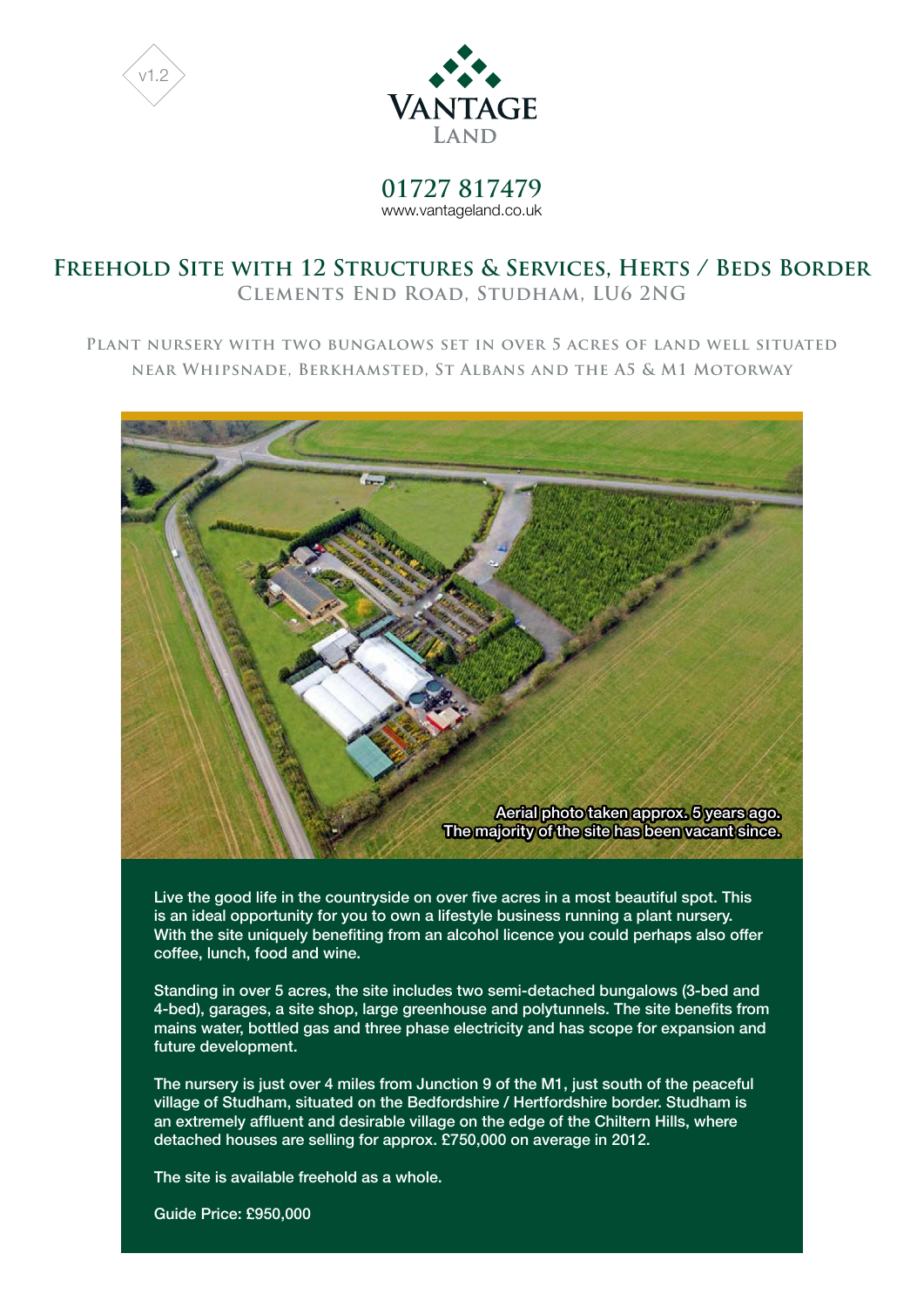v1.2

VANTAGE LAND

01727 817479
www.vantageland.co.uk

# Freehold Site with 12 Structures & Services, Herts / Beds Border

## Clements End Road, Studham, LU6 2NG

### Plant nursery with two bungalows set in over 5 acres of land well situated near Whipsnade, Berkhamsted, St Albans and the A5 & M1 Motorway

Aerial photo taken approx. 5 years ago.
The majority of the site has been vacant since.

Live the good life in the countryside on over five acres in a most beautiful spot. This is an ideal opportunity for you to own a lifestyle business running a plant nursery. With the site uniquely benefiting from an alcohol licence you could perhaps also offer coffee, lunch, food and wine.

Standing in over 5 acres, the site includes two semi-detached bungalows (3-bed and 4-bed), garages, a site shop, large greenhouse and polytunnels. The site benefits from mains water, bottled gas and three phase electricity and has scope for expansion and future development.

The nursery is just over 4 miles from Junction 9 of the M1, just south of the peaceful village of Studham, situated on the Bedfordshire / Hertfordshire border. Studham is an extremely affluent and desirable village on the edge of the Chiltern Hills, where detached houses are selling for approx. £750,000 on average in 2012.

The site is available freehold as a whole.

Guide Price: £950,000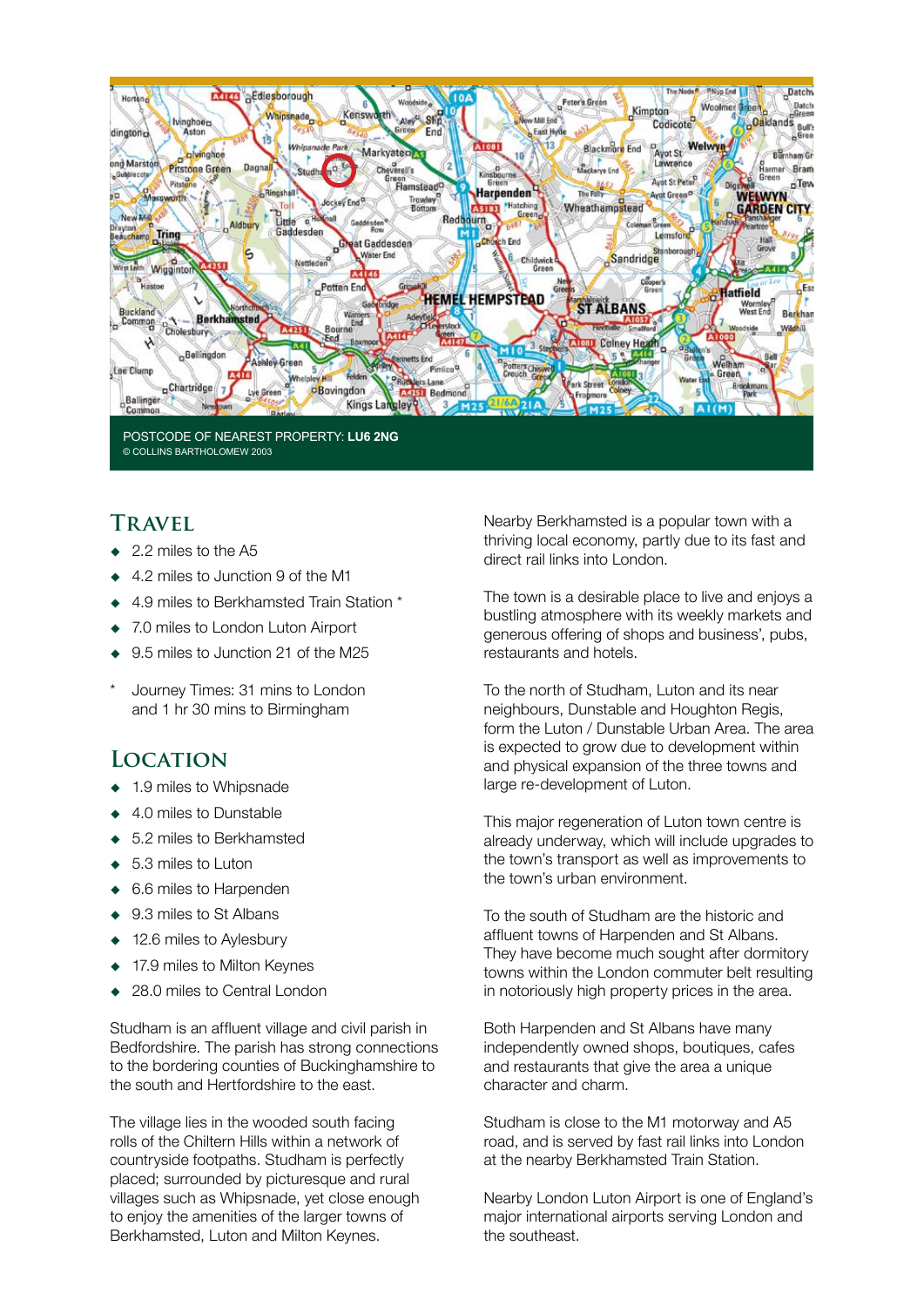POSTCODE OF NEAREST PROPERTY: **LU6 2NG**
© COLLINS BARTHOLOMEW 2003

## Travel

- 2.2 miles to the A5
- 4.2 miles to Junction 9 of the M1
- 4.9 miles to Berkhamsted Train Station *
- 7.0 miles to London Luton Airport
- 9.5 miles to Junction 21 of the M25

\* Journey Times: 31 mins to London and 1 hr 30 mins to Birmingham

## Location

- 1.9 miles to Whipsnade
- 4.0 miles to Dunstable
- 5.2 miles to Berkhamsted
- 5.3 miles to Luton
- 6.6 miles to Harpenden
- 9.3 miles to St Albans
- 12.6 miles to Aylesbury
- 17.9 miles to Milton Keynes
- 28.0 miles to Central London

Studham is an affluent village and civil parish in Bedfordshire. The parish has strong connections to the bordering counties of Buckinghamshire to the south and Hertfordshire to the east.

The village lies in the wooded south facing rolls of the Chiltern Hills within a network of countryside footpaths. Studham is perfectly placed; surrounded by picturesque and rural villages such as Whipsnade, yet close enough to enjoy the amenities of the larger towns of Berkhamsted, Luton and Milton Keynes.

Nearby Berkhamsted is a popular town with a thriving local economy, partly due to its fast and direct rail links into London.

The town is a desirable place to live and enjoys a bustling atmosphere with its weekly markets and generous offering of shops and business', pubs, restaurants and hotels.

To the north of Studham, Luton and its near neighbours, Dunstable and Houghton Regis, form the Luton / Dunstable Urban Area. The area is expected to grow due to development within and physical expansion of the three towns and large re-development of Luton.

This major regeneration of Luton town centre is already underway, which will include upgrades to the town's transport as well as improvements to the town's urban environment.

To the south of Studham are the historic and affluent towns of Harpenden and St Albans. They have become much sought after dormitory towns within the London commuter belt resulting in notoriously high property prices in the area.

Both Harpenden and St Albans have many independently owned shops, boutiques, cafes and restaurants that give the area a unique character and charm.

Studham is close to the M1 motorway and A5 road, and is served by fast rail links into London at the nearby Berkhamsted Train Station.

Nearby London Luton Airport is one of England's major international airports serving London and the southeast.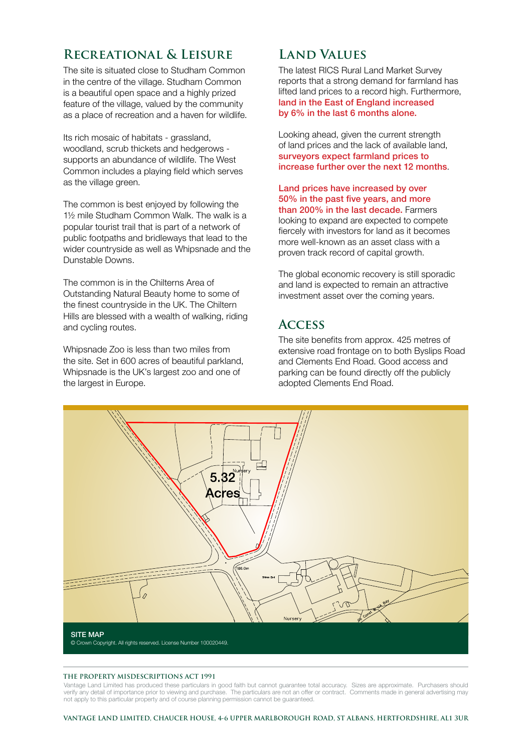## Recreational & Leisure

The site is situated close to Studham Common in the centre of the village. Studham Common is a beautiful open space and a highly prized feature of the village, valued by the community as a place of recreation and a haven for wildlife.

Its rich mosaic of habitats - grassland, woodland, scrub thickets and hedgerows - supports an abundance of wildlife. The West Common includes a playing field which serves as the village green.

The common is best enjoyed by following the 1½ mile Studham Common Walk. The walk is a popular tourist trail that is part of a network of public footpaths and bridleways that lead to the wider countryside as well as Whipsnade and the Dunstable Downs.

The common is in the Chilterns Area of Outstanding Natural Beauty home to some of the finest countryside in the UK. The Chiltern Hills are blessed with a wealth of walking, riding and cycling routes.

Whipsnade Zoo is less than two miles from the site. Set in 600 acres of beautiful parkland, Whipsnade is the UK's largest zoo and one of the largest in Europe.

## Land Values

The latest RICS Rural Land Market Survey reports that a strong demand for farmland has lifted land prices to a record high. Furthermore, **land in the East of England increased by 6% in the last 6 months alone.**

Looking ahead, given the current strength of land prices and the lack of available land, **surveyors expect farmland prices to increase further over the next 12 months**.

**Land prices have increased by over 50% in the past five years, and more than 200% in the last decade.** Farmers looking to expand are expected to compete fiercely with investors for land as it becomes more well-known as an asset class with a proven track record of capital growth.

The global economic recovery is still sporadic and land is expected to remain an attractive investment asset over the coming years.

## Access

The site benefits from approx. 425 metres of extensive road frontage on to both Byslips Road and Clements End Road. Good access and parking can be found directly off the publicly adopted Clements End Road.

5.32 Acres

Nursery

186.0m

Shire End

Nursery

SITE MAP

© Crown Copyright. All rights reserved. License Number 100020449.

**THE PROPERTY MISDESCRIPTIONS ACT 1991**

Vantage Land Limited has produced these particulars in good faith but cannot guarantee total accuracy. Sizes are approximate. Purchasers should verify any detail of importance prior to viewing and purchase. The particulars are not an offer or contract. Comments made in general advertising may not apply to this particular property and of course planning permission cannot be guaranteed.

**VANTAGE LAND LIMITED, CHAUCER HOUSE, 4-6 UPPER MARLBOROUGH ROAD, ST ALBANS, HERTFORDSHIRE, AL1 3UR**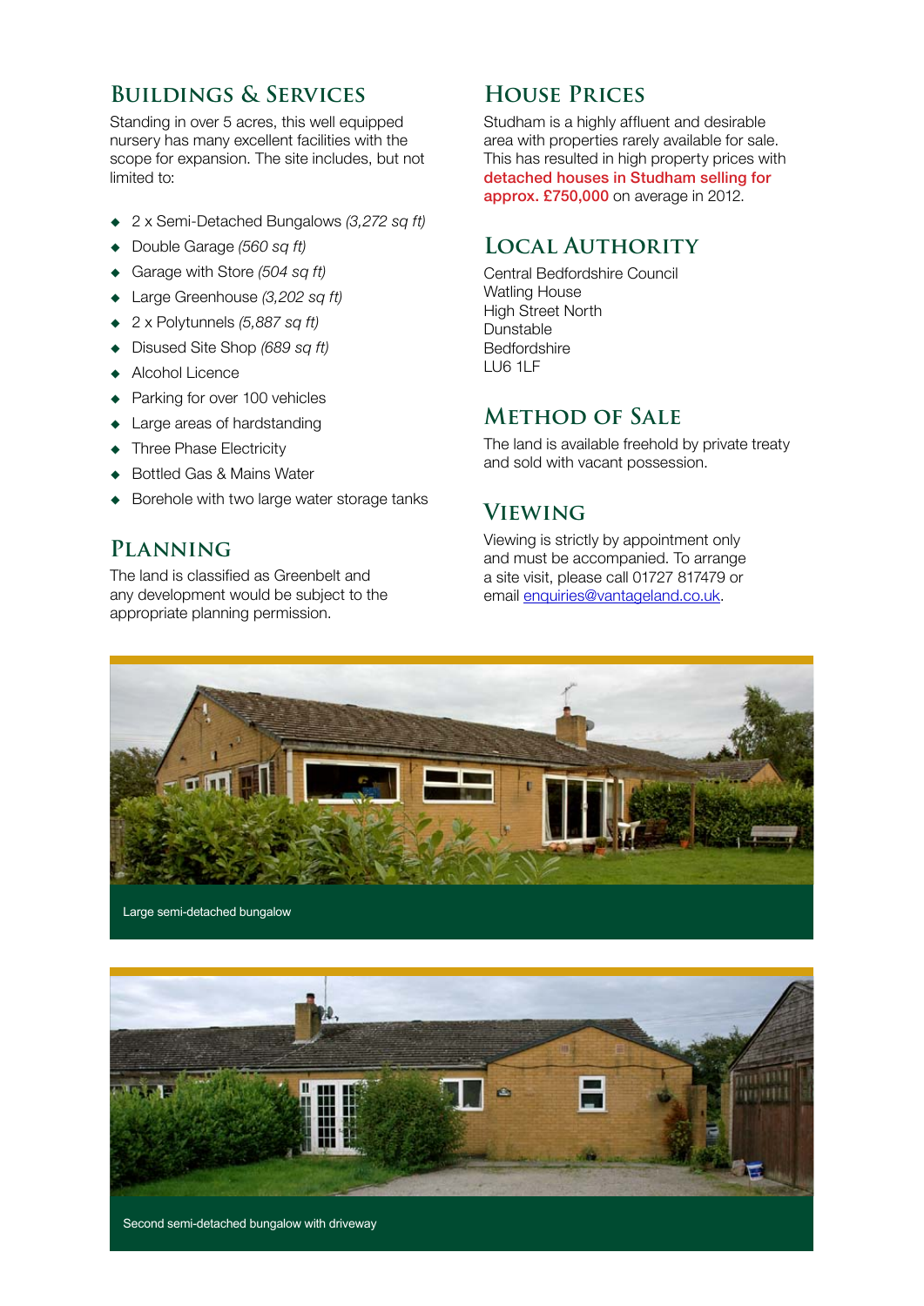## Buildings & Services

Standing in over 5 acres, this well equipped nursery has many excellent facilities with the scope for expansion. The site includes, but not limited to:

- 2 x Semi-Detached Bungalows *(3,272 sq ft)*
- Double Garage *(560 sq ft)*
- Garage with Store *(504 sq ft)*
- Large Greenhouse *(3,202 sq ft)*
- 2 x Polytunnels *(5,887 sq ft)*
- Disused Site Shop *(689 sq ft)*
- Alcohol Licence
- Parking for over 100 vehicles
- Large areas of hardstanding
- Three Phase Electricity
- Bottled Gas & Mains Water
- Borehole with two large water storage tanks

## Planning

The land is classified as Greenbelt and any development would be subject to the appropriate planning permission.

## House Prices

Studham is a highly affluent and desirable area with properties rarely available for sale. This has resulted in high property prices with **detached houses in Studham selling for approx. £750,000** on average in 2012.

## Local Authority

Central Bedfordshire Council
Watling House
High Street North
Dunstable
Bedfordshire
LU6 1LF

## Method of Sale

The land is available freehold by private treaty and sold with vacant possession.

## Viewing

Viewing is strictly by appointment only and must be accompanied. To arrange a site visit, please call 01727 817479 or email enquiries@vantageland.co.uk.

Large semi-detached bungalow

Second semi-detached bungalow with driveway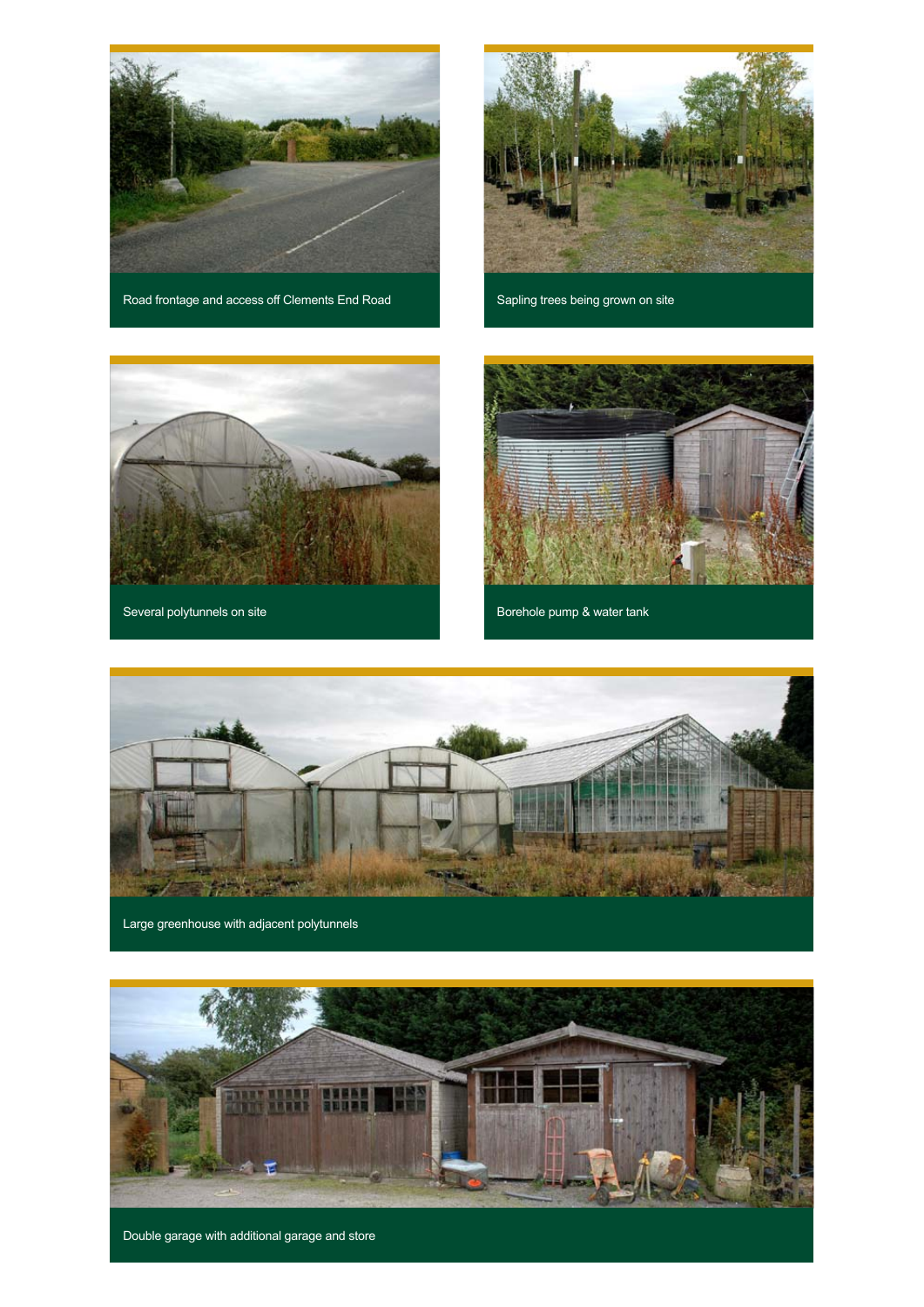Road frontage and access off Clements End Road

Sapling trees being grown on site

Several polytunnels on site

Borehole pump & water tank

Large greenhouse with adjacent polytunnels

Double garage with additional garage and store